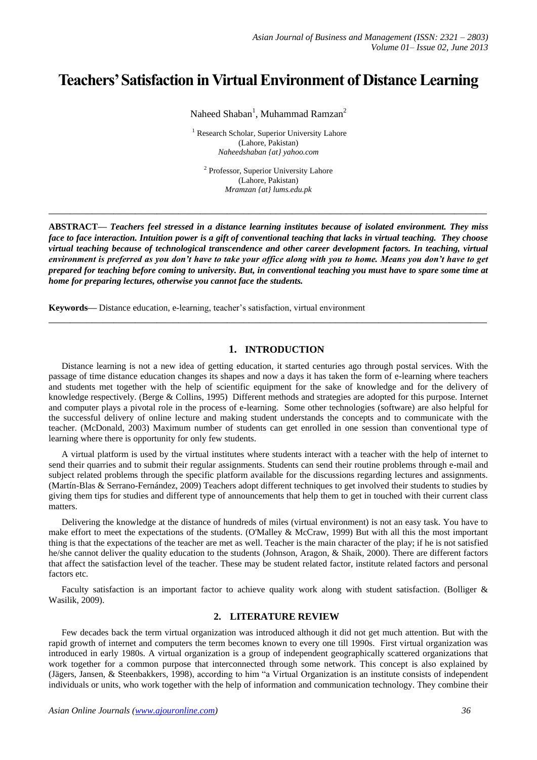# Teachers' Satisfaction in Virtual Environment of Distance Learning

Naheed Shaban[1], Muhammad Ramzan[2]

[1] Research Scholar, Superior University Lahore
(Lahore, Pakistan)
*Naheedshaban {at} yahoo.com*

[2] Professor, Superior University Lahore
(Lahore, Pakistan)
*Mramzan {at} lums.edu.pk*

---

**ABSTRACT—** ***Teachers feel stressed in a distance learning institutes because of isolated environment. They miss face to face interaction. Intuition power is a gift of conventional teaching that lacks in virtual teaching. They choose virtual teaching because of technological transcendence and other career development factors. In teaching, virtual environment is preferred as you don't have to take your office along with you to home. Means you don't have to get prepared for teaching before coming to university. But, in conventional teaching you must have to spare some time at home for preparing lectures, otherwise you cannot face the students.***

**Keywords—** Distance education, e-learning, teacher's satisfaction, virtual environment

---

## 1. INTRODUCTION

Distance learning is not a new idea of getting education, it started centuries ago through postal services. With the passage of time distance education changes its shapes and now a days it has taken the form of e-learning where teachers and students met together with the help of scientific equipment for the sake of knowledge and for the delivery of knowledge respectively. (Berge & Collins, 1995) Different methods and strategies are adopted for this purpose. Internet and computer plays a pivotal role in the process of e-learning. Some other technologies (software) are also helpful for the successful delivery of online lecture and making student understands the concepts and to communicate with the teacher. (McDonald, 2003) Maximum number of students can get enrolled in one session than conventional type of learning where there is opportunity for only few students.

A virtual platform is used by the virtual institutes where students interact with a teacher with the help of internet to send their quarries and to submit their regular assignments. Students can send their routine problems through e-mail and subject related problems through the specific platform available for the discussions regarding lectures and assignments. (Martín-Blas & Serrano-Fernández, 2009) Teachers adopt different techniques to get involved their students to studies by giving them tips for studies and different type of announcements that help them to get in touched with their current class matters.

Delivering the knowledge at the distance of hundreds of miles (virtual environment) is not an easy task. You have to make effort to meet the expectations of the students. (O'Malley & McCraw, 1999) But with all this the most important thing is that the expectations of the teacher are met as well. Teacher is the main character of the play; if he is not satisfied he/she cannot deliver the quality education to the students (Johnson, Aragon, & Shaik, 2000). There are different factors that affect the satisfaction level of the teacher. These may be student related factor, institute related factors and personal factors etc.

Faculty satisfaction is an important factor to achieve quality work along with student satisfaction. (Bolliger & Wasilik, 2009).

## 2. LITERATURE REVIEW

Few decades back the term virtual organization was introduced although it did not get much attention. But with the rapid growth of internet and computers the term becomes known to every one till 1990s. First virtual organization was introduced in early 1980s. A virtual organization is a group of independent geographically scattered organizations that work together for a common purpose that interconnected through some network. This concept is also explained by (Jägers, Jansen, & Steenbakkers, 1998), according to him "a Virtual Organization is an institute consists of independent individuals or units, who work together with the help of information and communication technology. They combine their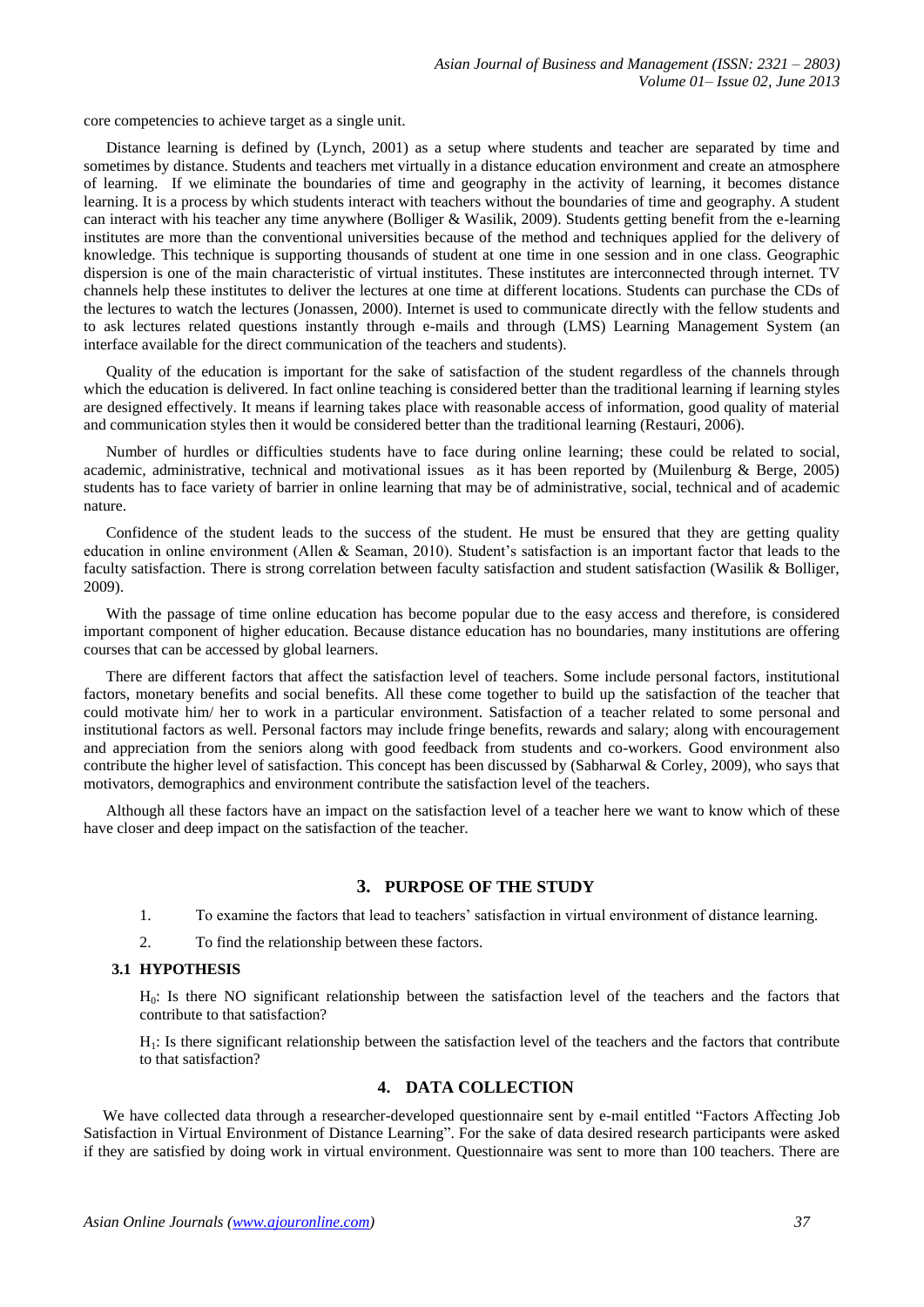core competencies to achieve target as a single unit.

Distance learning is defined by (Lynch, 2001) as a setup where students and teacher are separated by time and sometimes by distance. Students and teachers met virtually in a distance education environment and create an atmosphere of learning. If we eliminate the boundaries of time and geography in the activity of learning, it becomes distance learning. It is a process by which students interact with teachers without the boundaries of time and geography. A student can interact with his teacher any time anywhere (Bolliger & Wasilik, 2009). Students getting benefit from the e-learning institutes are more than the conventional universities because of the method and techniques applied for the delivery of knowledge. This technique is supporting thousands of student at one time in one session and in one class. Geographic dispersion is one of the main characteristic of virtual institutes. These institutes are interconnected through internet. TV channels help these institutes to deliver the lectures at one time at different locations. Students can purchase the CDs of the lectures to watch the lectures (Jonassen, 2000). Internet is used to communicate directly with the fellow students and to ask lectures related questions instantly through e-mails and through (LMS) Learning Management System (an interface available for the direct communication of the teachers and students).

Quality of the education is important for the sake of satisfaction of the student regardless of the channels through which the education is delivered. In fact online teaching is considered better than the traditional learning if learning styles are designed effectively. It means if learning takes place with reasonable access of information, good quality of material and communication styles then it would be considered better than the traditional learning (Restauri, 2006).

Number of hurdles or difficulties students have to face during online learning; these could be related to social, academic, administrative, technical and motivational issues as it has been reported by (Muilenburg & Berge, 2005) students has to face variety of barrier in online learning that may be of administrative, social, technical and of academic nature.

Confidence of the student leads to the success of the student. He must be ensured that they are getting quality education in online environment (Allen & Seaman, 2010). Student's satisfaction is an important factor that leads to the faculty satisfaction. There is strong correlation between faculty satisfaction and student satisfaction (Wasilik & Bolliger, 2009).

With the passage of time online education has become popular due to the easy access and therefore, is considered important component of higher education. Because distance education has no boundaries, many institutions are offering courses that can be accessed by global learners.

There are different factors that affect the satisfaction level of teachers. Some include personal factors, institutional factors, monetary benefits and social benefits. All these come together to build up the satisfaction of the teacher that could motivate him/ her to work in a particular environment. Satisfaction of a teacher related to some personal and institutional factors as well. Personal factors may include fringe benefits, rewards and salary; along with encouragement and appreciation from the seniors along with good feedback from students and co-workers. Good environment also contribute the higher level of satisfaction. This concept has been discussed by (Sabharwal & Corley, 2009), who says that motivators, demographics and environment contribute the satisfaction level of the teachers.

Although all these factors have an impact on the satisfaction level of a teacher here we want to know which of these have closer and deep impact on the satisfaction of the teacher.

## 3. PURPOSE OF THE STUDY

1. To examine the factors that lead to teachers' satisfaction in virtual environment of distance learning.
2. To find the relationship between these factors.

### 3.1 HYPOTHESIS

$H_0$: Is there NO significant relationship between the satisfaction level of the teachers and the factors that contribute to that satisfaction?

$H_1$: Is there significant relationship between the satisfaction level of the teachers and the factors that contribute to that satisfaction?

## 4. DATA COLLECTION

We have collected data through a researcher-developed questionnaire sent by e-mail entitled "Factors Affecting Job Satisfaction in Virtual Environment of Distance Learning". For the sake of data desired research participants were asked if they are satisfied by doing work in virtual environment. Questionnaire was sent to more than 100 teachers. There are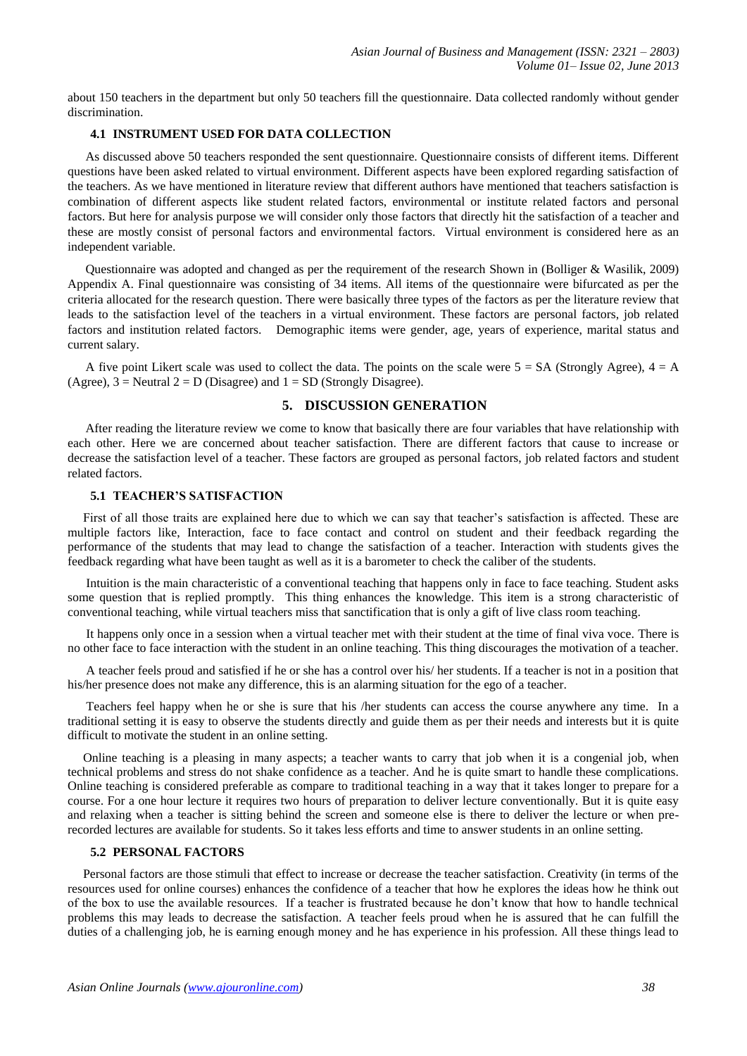about 150 teachers in the department but only 50 teachers fill the questionnaire. Data collected randomly without gender discrimination.

### 4.1 INSTRUMENT USED FOR DATA COLLECTION

As discussed above 50 teachers responded the sent questionnaire. Questionnaire consists of different items. Different questions have been asked related to virtual environment. Different aspects have been explored regarding satisfaction of the teachers. As we have mentioned in literature review that different authors have mentioned that teachers satisfaction is combination of different aspects like student related factors, environmental or institute related factors and personal factors. But here for analysis purpose we will consider only those factors that directly hit the satisfaction of a teacher and these are mostly consist of personal factors and environmental factors. Virtual environment is considered here as an independent variable.

Questionnaire was adopted and changed as per the requirement of the research Shown in (Bolliger & Wasilik, 2009) Appendix A. Final questionnaire was consisting of 34 items. All items of the questionnaire were bifurcated as per the criteria allocated for the research question. There were basically three types of the factors as per the literature review that leads to the satisfaction level of the teachers in a virtual environment. These factors are personal factors, job related factors and institution related factors. Demographic items were gender, age, years of experience, marital status and current salary.

A five point Likert scale was used to collect the data. The points on the scale were 5 = SA (Strongly Agree), 4 = A (Agree), 3 = Neutral 2 = D (Disagree) and 1 = SD (Strongly Disagree).

## 5. DISCUSSION GENERATION

After reading the literature review we come to know that basically there are four variables that have relationship with each other. Here we are concerned about teacher satisfaction. There are different factors that cause to increase or decrease the satisfaction level of a teacher. These factors are grouped as personal factors, job related factors and student related factors.

### 5.1 TEACHER'S SATISFACTION

First of all those traits are explained here due to which we can say that teacher's satisfaction is affected. These are multiple factors like, Interaction, face to face contact and control on student and their feedback regarding the performance of the students that may lead to change the satisfaction of a teacher. Interaction with students gives the feedback regarding what have been taught as well as it is a barometer to check the caliber of the students.

Intuition is the main characteristic of a conventional teaching that happens only in face to face teaching. Student asks some question that is replied promptly. This thing enhances the knowledge. This item is a strong characteristic of conventional teaching, while virtual teachers miss that sanctification that is only a gift of live class room teaching.

It happens only once in a session when a virtual teacher met with their student at the time of final viva voce. There is no other face to face interaction with the student in an online teaching. This thing discourages the motivation of a teacher.

A teacher feels proud and satisfied if he or she has a control over his/ her students. If a teacher is not in a position that his/her presence does not make any difference, this is an alarming situation for the ego of a teacher.

Teachers feel happy when he or she is sure that his /her students can access the course anywhere any time. In a traditional setting it is easy to observe the students directly and guide them as per their needs and interests but it is quite difficult to motivate the student in an online setting.

Online teaching is a pleasing in many aspects; a teacher wants to carry that job when it is a congenial job, when technical problems and stress do not shake confidence as a teacher. And he is quite smart to handle these complications. Online teaching is considered preferable as compare to traditional teaching in a way that it takes longer to prepare for a course. For a one hour lecture it requires two hours of preparation to deliver lecture conventionally. But it is quite easy and relaxing when a teacher is sitting behind the screen and someone else is there to deliver the lecture or when pre-recorded lectures are available for students. So it takes less efforts and time to answer students in an online setting.

### 5.2 PERSONAL FACTORS

Personal factors are those stimuli that effect to increase or decrease the teacher satisfaction. Creativity (in terms of the resources used for online courses) enhances the confidence of a teacher that how he explores the ideas how he think out of the box to use the available resources. If a teacher is frustrated because he don't know that how to handle technical problems this may leads to decrease the satisfaction. A teacher feels proud when he is assured that he can fulfill the duties of a challenging job, he is earning enough money and he has experience in his profession. All these things lead to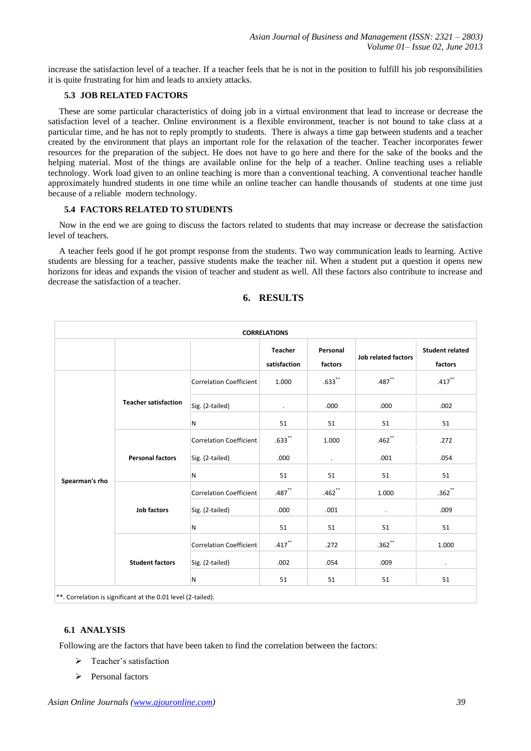increase the satisfaction level of a teacher. If a teacher feels that he is not in the position to fulfill his job responsibilities it is quite frustrating for him and leads to anxiety attacks.

### 5.3 JOB RELATED FACTORS

These are some particular characteristics of doing job in a virtual environment that lead to increase or decrease the satisfaction level of a teacher. Online environment is a flexible environment, teacher is not bound to take class at a particular time, and he has not to reply promptly to students. There is always a time gap between students and a teacher created by the environment that plays an important role for the relaxation of the teacher. Teacher incorporates fewer resources for the preparation of the subject. He does not have to go here and there for the sake of the books and the helping material. Most of the things are available online for the help of a teacher. Online teaching uses a reliable technology. Work load given to an online teaching is more than a conventional teaching. A conventional teacher handle approximately hundred students in one time while an online teacher can handle thousands of students at one time just because of a reliable modern technology.

### 5.4 FACTORS RELATED TO STUDENTS

Now in the end we are going to discuss the factors related to students that may increase or decrease the satisfaction level of teachers.

A teacher feels good if he got prompt response from the students. Two way communication leads to learning. Active students are blessing for a teacher, passive students make the teacher nil. When a student put a question it opens new horizons for ideas and expands the vision of teacher and student as well. All these factors also contribute to increase and decrease the satisfaction of a teacher.

## 6. RESULTS

**CORRELATIONS**

| | | | Teacher satisfaction | Personal factors | Job related factors | Student related factors |
|---|---|---|---|---|---|---|
| Spearman's rho | Teacher satisfaction | Correlation Coefficient | 1.000 | .633** | .487** | .417** |
| | | Sig. (2-tailed) | . | .000 | .000 | .002 |
| | | N | 51 | 51 | 51 | 51 |
| | Personal factors | Correlation Coefficient | .633** | 1.000 | .462** | .272 |
| | | Sig. (2-tailed) | .000 | . | .001 | .054 |
| | | N | 51 | 51 | 51 | 51 |
| | Job factors | Correlation Coefficient | .487** | .462** | 1.000 | .362** |
| | | Sig. (2-tailed) | .000 | .001 | . | .009 |
| | | N | 51 | 51 | 51 | 51 |
| | Student factors | Correlation Coefficient | .417** | .272 | .362** | 1.000 |
| | | Sig. (2-tailed) | .002 | .054 | .009 | . |
| | | N | 51 | 51 | 51 | 51 |

**. Correlation is significant at the 0.01 level (2-tailed).

### 6.1 ANALYSIS

Following are the factors that have been taken to find the correlation between the factors:

- Teacher's satisfaction
- Personal factors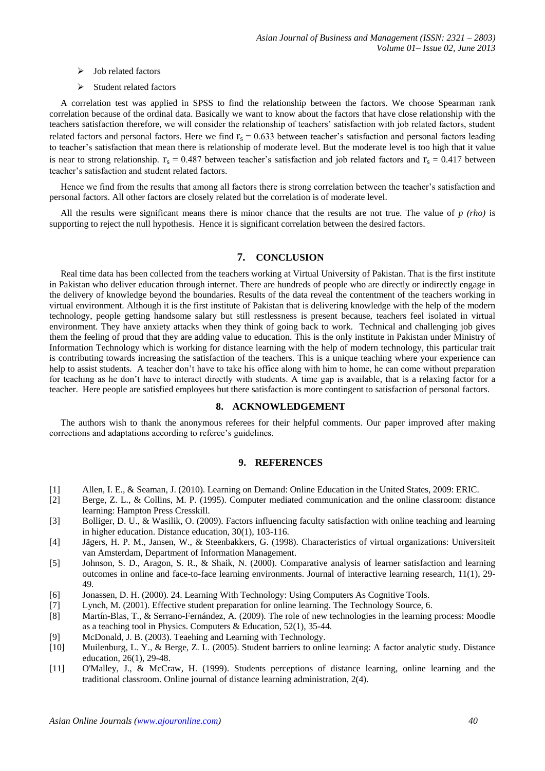- Job related factors
- Student related factors

A correlation test was applied in SPSS to find the relationship between the factors. We choose Spearman rank correlation because of the ordinal data. Basically we want to know about the factors that have close relationship with the teachers satisfaction therefore, we will consider the relationship of teachers' satisfaction with job related factors, student related factors and personal factors. Here we find $r_s = 0.633$ between teacher's satisfaction and personal factors leading to teacher's satisfaction that mean there is relationship of moderate level. But the moderate level is too high that it value is near to strong relationship. $r_s = 0.487$ between teacher's satisfaction and job related factors and $r_s = 0.417$ between teacher's satisfaction and student related factors.

Hence we find from the results that among all factors there is strong correlation between the teacher's satisfaction and personal factors. All other factors are closely related but the correlation is of moderate level.

All the results were significant means there is minor chance that the results are not true. The value of *p (rho)* is supporting to reject the null hypothesis. Hence it is significant correlation between the desired factors.

## 7. CONCLUSION

Real time data has been collected from the teachers working at Virtual University of Pakistan. That is the first institute in Pakistan who deliver education through internet. There are hundreds of people who are directly or indirectly engage in the delivery of knowledge beyond the boundaries. Results of the data reveal the contentment of the teachers working in virtual environment. Although it is the first institute of Pakistan that is delivering knowledge with the help of the modern technology, people getting handsome salary but still restlessness is present because, teachers feel isolated in virtual environment. They have anxiety attacks when they think of going back to work. Technical and challenging job gives them the feeling of proud that they are adding value to education. This is the only institute in Pakistan under Ministry of Information Technology which is working for distance learning with the help of modern technology, this particular trait is contributing towards increasing the satisfaction of the teachers. This is a unique teaching where your experience can help to assist students. A teacher don't have to take his office along with him to home, he can come without preparation for teaching as he don't have to interact directly with students. A time gap is available, that is a relaxing factor for a teacher. Here people are satisfied employees but there satisfaction is more contingent to satisfaction of personal factors.

## 8. ACKNOWLEDGEMENT

The authors wish to thank the anonymous referees for their helpful comments. Our paper improved after making corrections and adaptations according to referee's guidelines.

## 9. REFERENCES

[1] Allen, I. E., & Seaman, J. (2010). Learning on Demand: Online Education in the United States, 2009: ERIC.

[2] Berge, Z. L., & Collins, M. P. (1995). Computer mediated communication and the online classroom: distance learning: Hampton Press Cresskill.

[3] Bolliger, D. U., & Wasilik, O. (2009). Factors influencing faculty satisfaction with online teaching and learning in higher education. Distance education, 30(1), 103-116.

[4] Jägers, H. P. M., Jansen, W., & Steenbakkers, G. (1998). Characteristics of virtual organizations: Universiteit van Amsterdam, Department of Information Management.

[5] Johnson, S. D., Aragon, S. R., & Shaik, N. (2000). Comparative analysis of learner satisfaction and learning outcomes in online and face-to-face learning environments. Journal of interactive learning research, 11(1), 29-49.

[6] Jonassen, D. H. (2000). 24. Learning With Technology: Using Computers As Cognitive Tools.

[7] Lynch, M. (2001). Effective student preparation for online learning. The Technology Source, 6.

[8] Martín-Blas, T., & Serrano-Fernández, A. (2009). The role of new technologies in the learning process: Moodle as a teaching tool in Physics. Computers & Education, 52(1), 35-44.

[9] McDonald, J. B. (2003). Teaehing and Learning with Technology.

[10] Muilenburg, L. Y., & Berge, Z. L. (2005). Student barriers to online learning: A factor analytic study. Distance education, 26(1), 29-48.

[11] O'Malley, J., & McCraw, H. (1999). Students perceptions of distance learning, online learning and the traditional classroom. Online journal of distance learning administration, 2(4).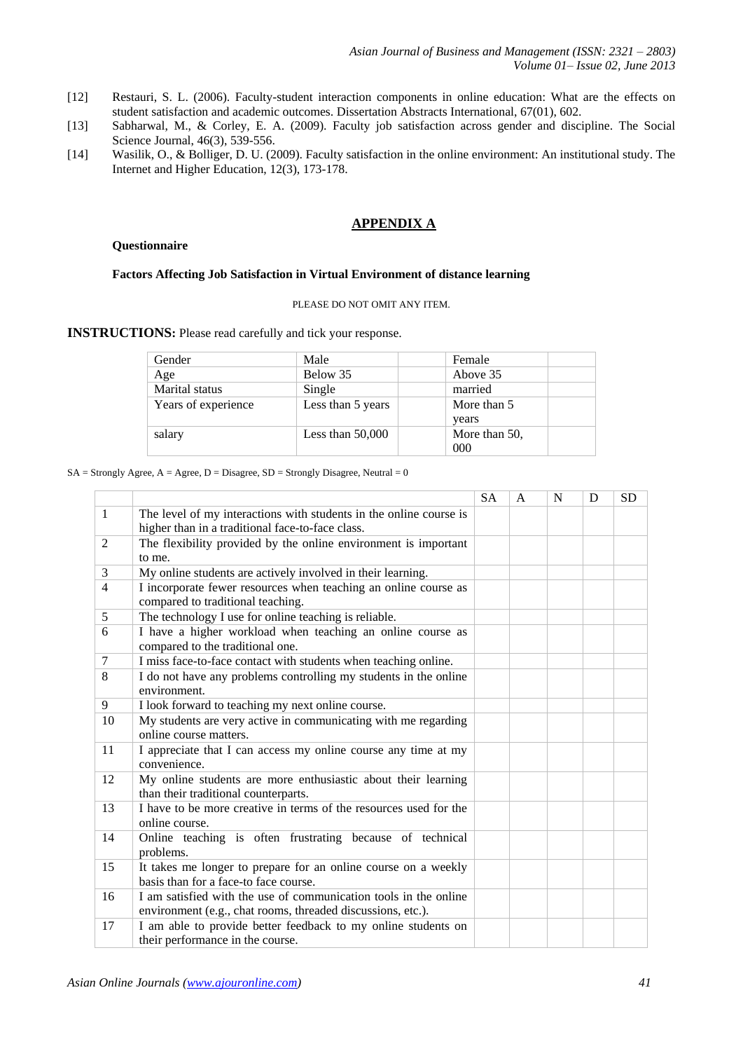[12] Restauri, S. L. (2006). Faculty-student interaction components in online education: What are the effects on student satisfaction and academic outcomes. Dissertation Abstracts International, 67(01), 602.

[13] Sabharwal, M., & Corley, E. A. (2009). Faculty job satisfaction across gender and discipline. The Social Science Journal, 46(3), 539-556.

[14] Wasilik, O., & Bolliger, D. U. (2009). Faculty satisfaction in the online environment: An institutional study. The Internet and Higher Education, 12(3), 173-178.

## APPENDIX A

**Questionnaire**

**Factors Affecting Job Satisfaction in Virtual Environment of distance learning**

PLEASE DO NOT OMIT ANY ITEM.

**INSTRUCTIONS:** Please read carefully and tick your response.

| | | | | |
|---|---|---|---|---|
| Gender | Male | | Female | |
| Age | Below 35 | | Above 35 | |
| Marital status | Single | | married | |
| Years of experience | Less than 5 years | | More than 5 years | |
| salary | Less than 50,000 | | More than 50, 000 | |

SA = Strongly Agree, A = Agree, D = Disagree, SD = Strongly Disagree, Neutral = 0

| | | SA | A | N | D | SD |
|---|---|---|---|---|---|---|
| 1 | The level of my interactions with students in the online course is higher than in a traditional face-to-face class. | | | | | |
| 2 | The flexibility provided by the online environment is important to me. | | | | | |
| 3 | My online students are actively involved in their learning. | | | | | |
| 4 | I incorporate fewer resources when teaching an online course as compared to traditional teaching. | | | | | |
| 5 | The technology I use for online teaching is reliable. | | | | | |
| 6 | I have a higher workload when teaching an online course as compared to the traditional one. | | | | | |
| 7 | I miss face-to-face contact with students when teaching online. | | | | | |
| 8 | I do not have any problems controlling my students in the online environment. | | | | | |
| 9 | I look forward to teaching my next online course. | | | | | |
| 10 | My students are very active in communicating with me regarding online course matters. | | | | | |
| 11 | I appreciate that I can access my online course any time at my convenience. | | | | | |
| 12 | My online students are more enthusiastic about their learning than their traditional counterparts. | | | | | |
| 13 | I have to be more creative in terms of the resources used for the online course. | | | | | |
| 14 | Online teaching is often frustrating because of technical problems. | | | | | |
| 15 | It takes me longer to prepare for an online course on a weekly basis than for a face to face course. | | | | | |
| 16 | I am satisfied with the use of communication tools in the online environment (e.g., chat rooms, threaded discussions, etc.). | | | | | |
| 17 | I am able to provide better feedback to my online students on their performance in the course. | | | | | |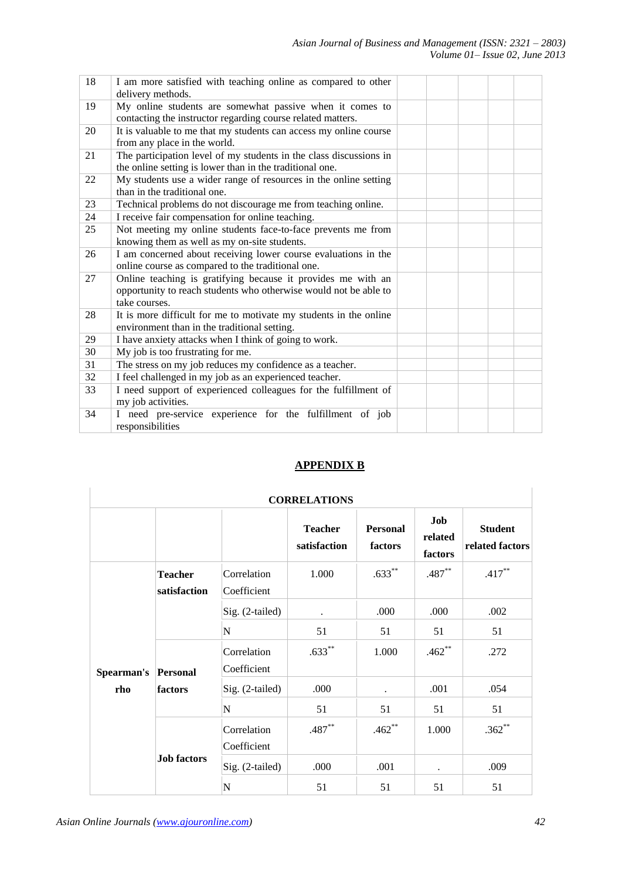| 18 | I am more satisfied with teaching online as compared to other delivery methods. | | | | | |
|---|---|---|---|---|---|---|
| 19 | My online students are somewhat passive when it comes to contacting the instructor regarding course related matters. | | | | | |
| 20 | It is valuable to me that my students can access my online course from any place in the world. | | | | | |
| 21 | The participation level of my students in the class discussions in the online setting is lower than in the traditional one. | | | | | |
| 22 | My students use a wider range of resources in the online setting than in the traditional one. | | | | | |
| 23 | Technical problems do not discourage me from teaching online. | | | | | |
| 24 | I receive fair compensation for online teaching. | | | | | |
| 25 | Not meeting my online students face-to-face prevents me from knowing them as well as my on-site students. | | | | | |
| 26 | I am concerned about receiving lower course evaluations in the online course as compared to the traditional one. | | | | | |
| 27 | Online teaching is gratifying because it provides me with an opportunity to reach students who otherwise would not be able to take courses. | | | | | |
| 28 | It is more difficult for me to motivate my students in the online environment than in the traditional setting. | | | | | |
| 29 | I have anxiety attacks when I think of going to work. | | | | | |
| 30 | My job is too frustrating for me. | | | | | |
| 31 | The stress on my job reduces my confidence as a teacher. | | | | | |
| 32 | I feel challenged in my job as an experienced teacher. | | | | | |
| 33 | I need support of experienced colleagues for the fulfillment of my job activities. | | | | | |
| 34 | I need pre-service experience for the fulfillment of job responsibilities | | | | | |

## APPENDIX B

**CORRELATIONS**

| | | | Teacher satisfaction | Personal factors | Job related factors | Student related factors |
|---|---|---|---|---|---|---|
| Spearman's rho | Teacher satisfaction | Correlation Coefficient | 1.000 | .633** | .487** | .417** |
| | | Sig. (2-tailed) | . | .000 | .000 | .002 |
| | | N | 51 | 51 | 51 | 51 |
| | Personal factors | Correlation Coefficient | .633** | 1.000 | .462** | .272 |
| | | Sig. (2-tailed) | .000 | . | .001 | .054 |
| | | N | 51 | 51 | 51 | 51 |
| | Job factors | Correlation Coefficient | .487** | .462** | 1.000 | .362** |
| | | Sig. (2-tailed) | .000 | .001 | . | .009 |
| | | N | 51 | 51 | 51 | 51 |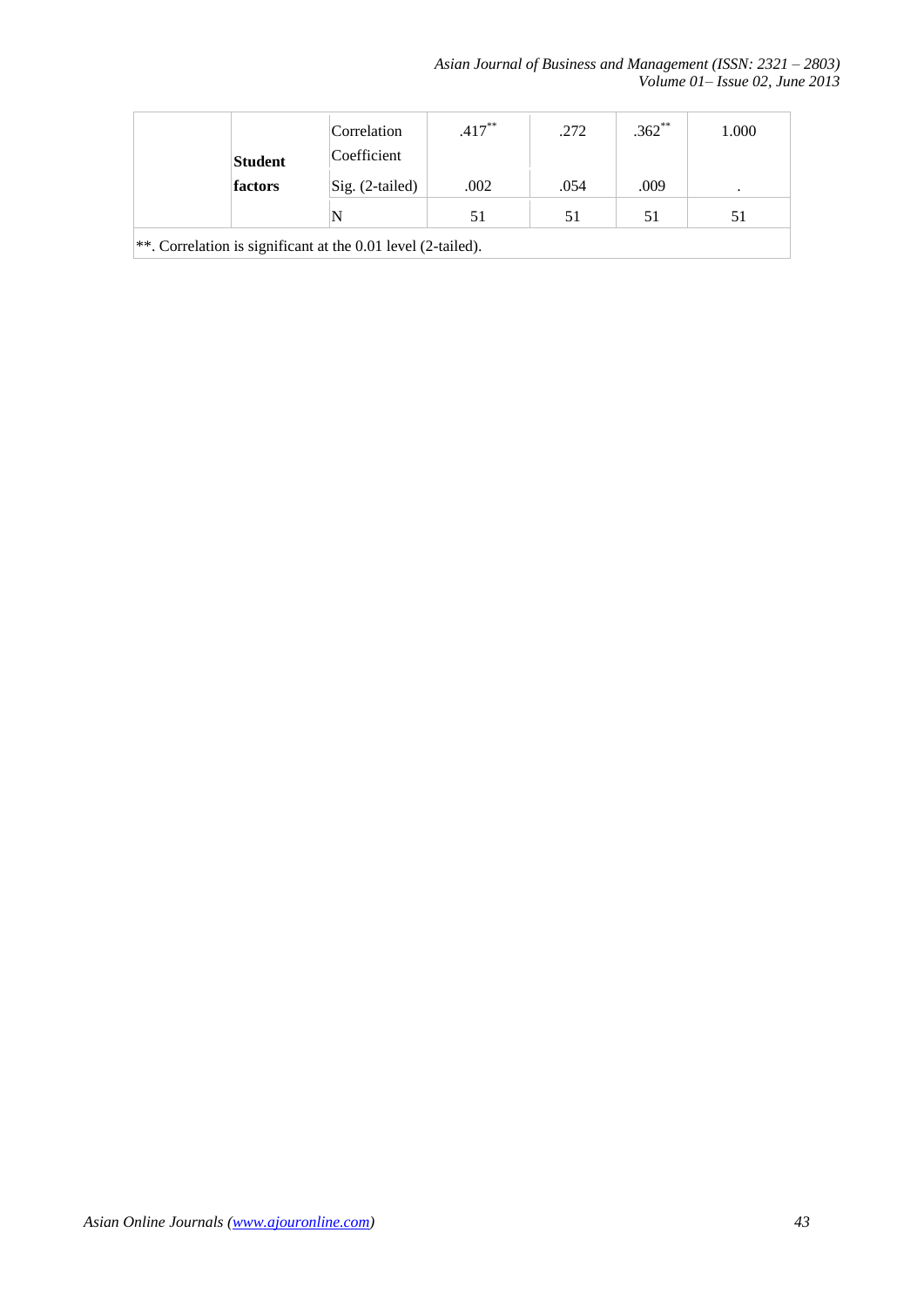| | | | | | | |
|---|---|---|---|---|---|---|
| | **Student factors** | Correlation Coefficient | .417** | .272 | .362** | 1.000 |
| | | Sig. (2-tailed) | .002 | .054 | .009 | . |
| | | N | 51 | 51 | 51 | 51 |

**. Correlation is significant at the 0.01 level (2-tailed).